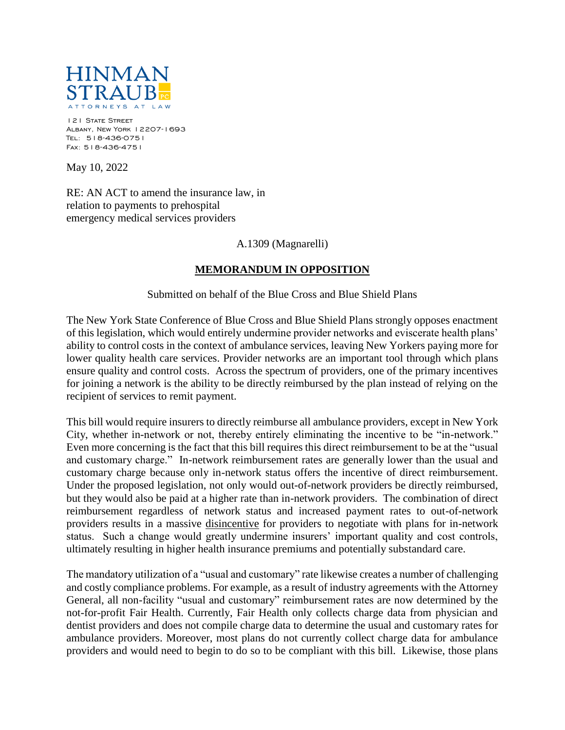HINMAN STRAUB PC

ATTORNEYS AT LAW

121 State Street
Albany, New York 12207-1693
Tel: 518-436-0751
Fax: 518-436-4751

May 10, 2022

RE: AN ACT to amend the insurance law, in relation to payments to prehospital emergency medical services providers

A.1309 (Magnarelli)

**MEMORANDUM IN OPPOSITION**

Submitted on behalf of the Blue Cross and Blue Shield Plans

The New York State Conference of Blue Cross and Blue Shield Plans strongly opposes enactment of this legislation, which would entirely undermine provider networks and eviscerate health plans' ability to control costs in the context of ambulance services, leaving New Yorkers paying more for lower quality health care services. Provider networks are an important tool through which plans ensure quality and control costs. Across the spectrum of providers, one of the primary incentives for joining a network is the ability to be directly reimbursed by the plan instead of relying on the recipient of services to remit payment.

This bill would require insurers to directly reimburse all ambulance providers, except in New York City, whether in-network or not, thereby entirely eliminating the incentive to be "in-network." Even more concerning is the fact that this bill requires this direct reimbursement to be at the "usual and customary charge." In-network reimbursement rates are generally lower than the usual and customary charge because only in-network status offers the incentive of direct reimbursement. Under the proposed legislation, not only would out-of-network providers be directly reimbursed, but they would also be paid at a higher rate than in-network providers. The combination of direct reimbursement regardless of network status and increased payment rates to out-of-network providers results in a massive <u>disincentive</u> for providers to negotiate with plans for in-network status. Such a change would greatly undermine insurers' important quality and cost controls, ultimately resulting in higher health insurance premiums and potentially substandard care.

The mandatory utilization of a "usual and customary" rate likewise creates a number of challenging and costly compliance problems. For example, as a result of industry agreements with the Attorney General, all non-facility "usual and customary" reimbursement rates are now determined by the not-for-profit Fair Health. Currently, Fair Health only collects charge data from physician and dentist providers and does not compile charge data to determine the usual and customary rates for ambulance providers. Moreover, most plans do not currently collect charge data for ambulance providers and would need to begin to do so to be compliant with this bill. Likewise, those plans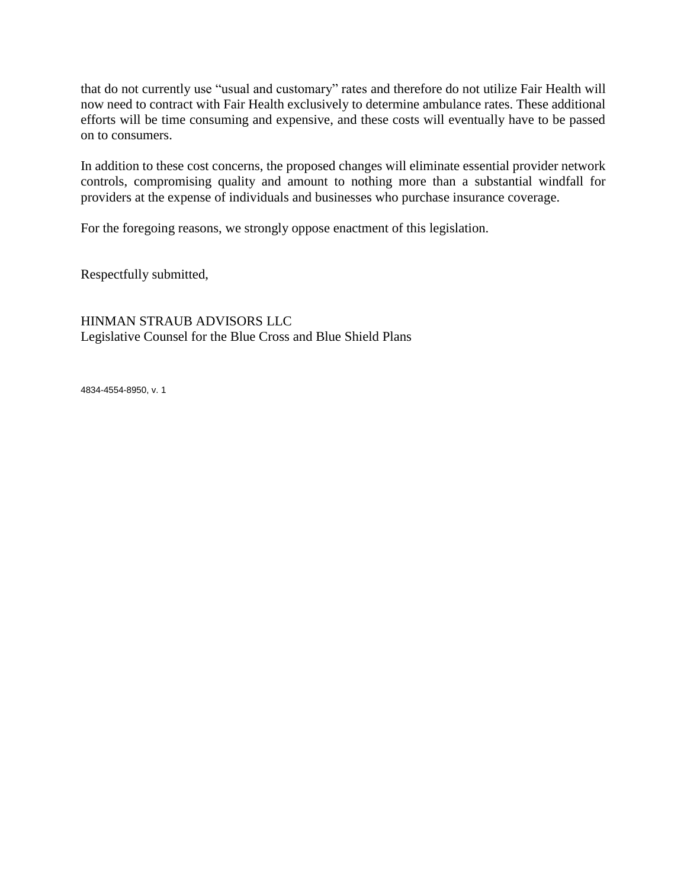that do not currently use "usual and customary" rates and therefore do not utilize Fair Health will now need to contract with Fair Health exclusively to determine ambulance rates. These additional efforts will be time consuming and expensive, and these costs will eventually have to be passed on to consumers.

In addition to these cost concerns, the proposed changes will eliminate essential provider network controls, compromising quality and amount to nothing more than a substantial windfall for providers at the expense of individuals and businesses who purchase insurance coverage.

For the foregoing reasons, we strongly oppose enactment of this legislation.

Respectfully submitted,

HINMAN STRAUB ADVISORS LLC
Legislative Counsel for the Blue Cross and Blue Shield Plans

4834-4554-8950, v. 1